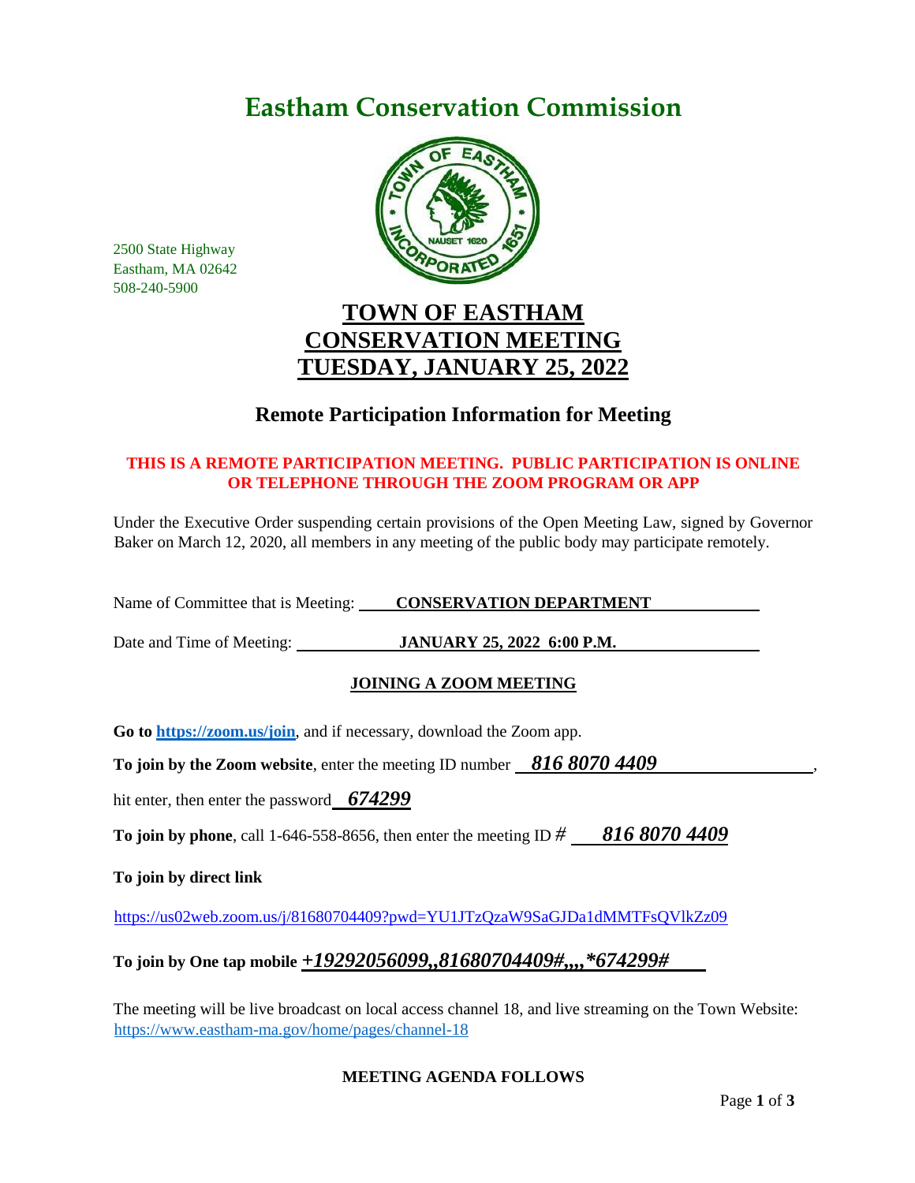# Eastham Conservation Commission

2500 State Highway
Eastham, MA 02642
508-240-5900

## TOWN OF EASTHAM
## CONSERVATION MEETING
## TUESDAY, JANUARY 25, 2022

### Remote Participation Information for Meeting

**THIS IS A REMOTE PARTICIPATION MEETING. PUBLIC PARTICIPATION IS ONLINE OR TELEPHONE THROUGH THE ZOOM PROGRAM OR APP**

Under the Executive Order suspending certain provisions of the Open Meeting Law, signed by Governor Baker on March 12, 2020, all members in any meeting of the public body may participate remotely.

Name of Committee that is Meeting: **CONSERVATION DEPARTMENT**

Date and Time of Meeting: **JANUARY 25, 2022 6:00 P.M.**

**JOINING A ZOOM MEETING**

**Go to https://zoom.us/join**, and if necessary, download the Zoom app.

**To join by the Zoom website**, enter the meeting ID number ***816 8070 4409***,

hit enter, then enter the password ***674299***

**To join by phone**, call 1-646-558-8656, then enter the meeting ID # ***816 8070 4409***

**To join by direct link**

https://us02web.zoom.us/j/81680704409?pwd=YU1JTzQzaW9SaGJDa1dMMTFsQVlkZz09

**To join by One tap mobile** ***+19292056099,,81680704409#,,,,*674299#***

The meeting will be live broadcast on local access channel 18, and live streaming on the Town Website: https://www.eastham-ma.gov/home/pages/channel-18

**MEETING AGENDA FOLLOWS**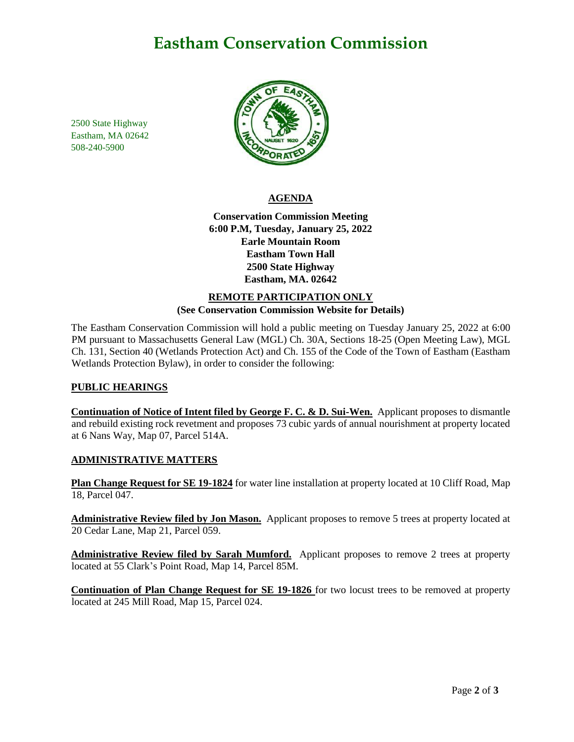# Eastham Conservation Commission

2500 State Highway
Eastham, MA 02642
508-240-5900

## AGENDA

**Conservation Commission Meeting**
**6:00 P.M, Tuesday, January 25, 2022**
**Earle Mountain Room**
**Eastham Town Hall**
**2500 State Highway**
**Eastham, MA. 02642**

**REMOTE PARTICIPATION ONLY**
**(See Conservation Commission Website for Details)**

The Eastham Conservation Commission will hold a public meeting on Tuesday January 25, 2022 at 6:00 PM pursuant to Massachusetts General Law (MGL) Ch. 30A, Sections 18-25 (Open Meeting Law), MGL Ch. 131, Section 40 (Wetlands Protection Act) and Ch. 155 of the Code of the Town of Eastham (Eastham Wetlands Protection Bylaw), in order to consider the following:

### PUBLIC HEARINGS

**Continuation of Notice of Intent filed by George F. C. & D. Sui-Wen.** Applicant proposes to dismantle and rebuild existing rock revetment and proposes 73 cubic yards of annual nourishment at property located at 6 Nans Way, Map 07, Parcel 514A.

### ADMINISTRATIVE MATTERS

**Plan Change Request for SE 19-1824** for water line installation at property located at 10 Cliff Road, Map 18, Parcel 047.

**Administrative Review filed by Jon Mason.** Applicant proposes to remove 5 trees at property located at 20 Cedar Lane, Map 21, Parcel 059.

**Administrative Review filed by Sarah Mumford.** Applicant proposes to remove 2 trees at property located at 55 Clark's Point Road, Map 14, Parcel 85M.

**Continuation of Plan Change Request for SE 19-1826** for two locust trees to be removed at property located at 245 Mill Road, Map 15, Parcel 024.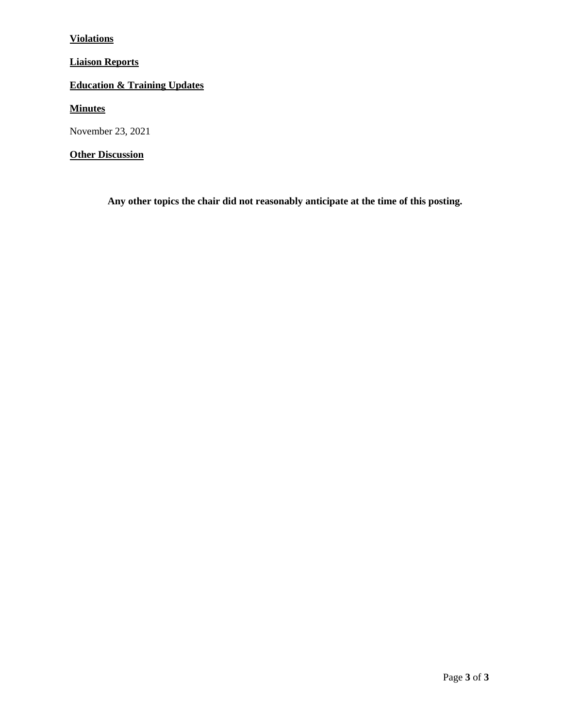**Violations**

**Liaison Reports**

**Education & Training Updates**

**Minutes**

November 23, 2021

**Other Discussion**

**Any other topics the chair did not reasonably anticipate at the time of this posting.**